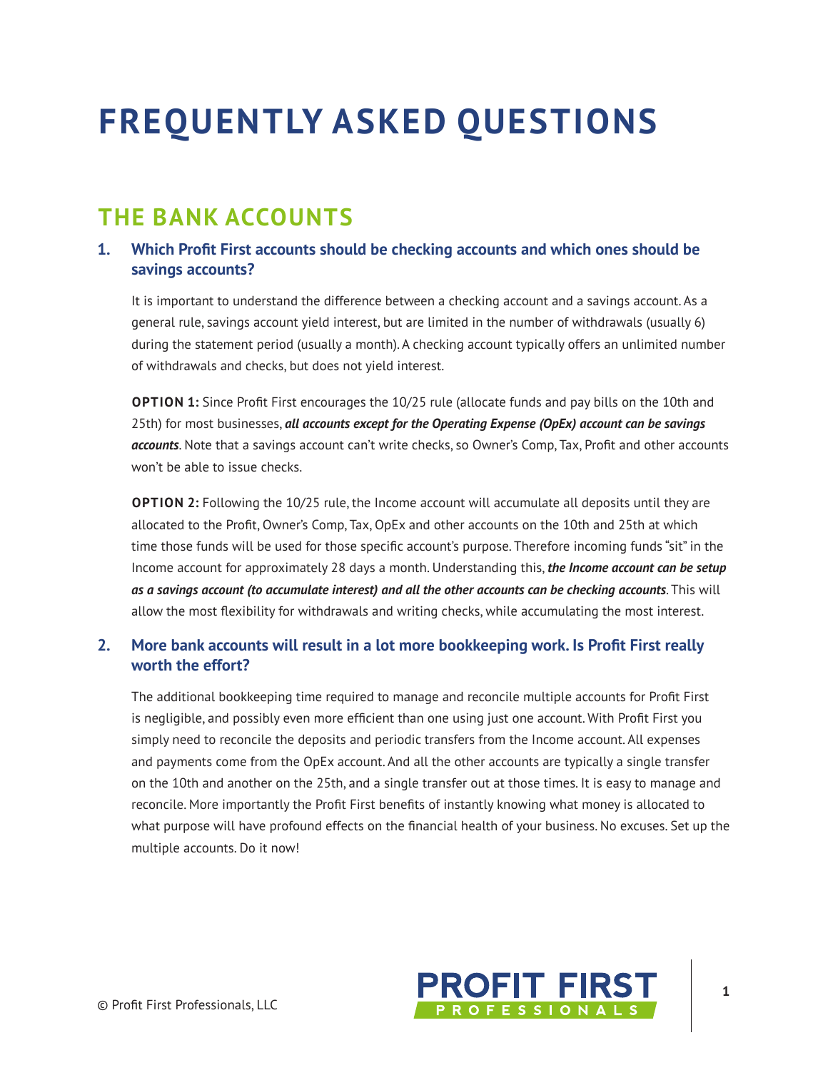# FREQUENTLY ASKED QUESTIONS

## THE BANK ACCOUNTS

### 1. Which Profit First accounts should be checking accounts and which ones should be savings accounts?

It is important to understand the difference between a checking account and a savings account. As a general rule, savings account yield interest, but are limited in the number of withdrawals (usually 6) during the statement period (usually a month). A checking account typically offers an unlimited number of withdrawals and checks, but does not yield interest.

**OPTION 1:** Since Profit First encourages the 10/25 rule (allocate funds and pay bills on the 10th and 25th) for most businesses, ***all accounts except for the Operating Expense (OpEx) account can be savings accounts***. Note that a savings account can't write checks, so Owner's Comp, Tax, Profit and other accounts won't be able to issue checks.

**OPTION 2:** Following the 10/25 rule, the Income account will accumulate all deposits until they are allocated to the Profit, Owner's Comp, Tax, OpEx and other accounts on the 10th and 25th at which time those funds will be used for those specific account's purpose. Therefore incoming funds "sit" in the Income account for approximately 28 days a month. Understanding this, ***the Income account can be setup as a savings account (to accumulate interest) and all the other accounts can be checking accounts***. This will allow the most flexibility for withdrawals and writing checks, while accumulating the most interest.

### 2. More bank accounts will result in a lot more bookkeeping work. Is Profit First really worth the effort?

The additional bookkeeping time required to manage and reconcile multiple accounts for Profit First is negligible, and possibly even more efficient than one using just one account. With Profit First you simply need to reconcile the deposits and periodic transfers from the Income account. All expenses and payments come from the OpEx account. And all the other accounts are typically a single transfer on the 10th and another on the 25th, and a single transfer out at those times. It is easy to manage and reconcile. More importantly the Profit First benefits of instantly knowing what money is allocated to what purpose will have profound effects on the financial health of your business. No excuses. Set up the multiple accounts. Do it now!

© Profit First Professionals, LLC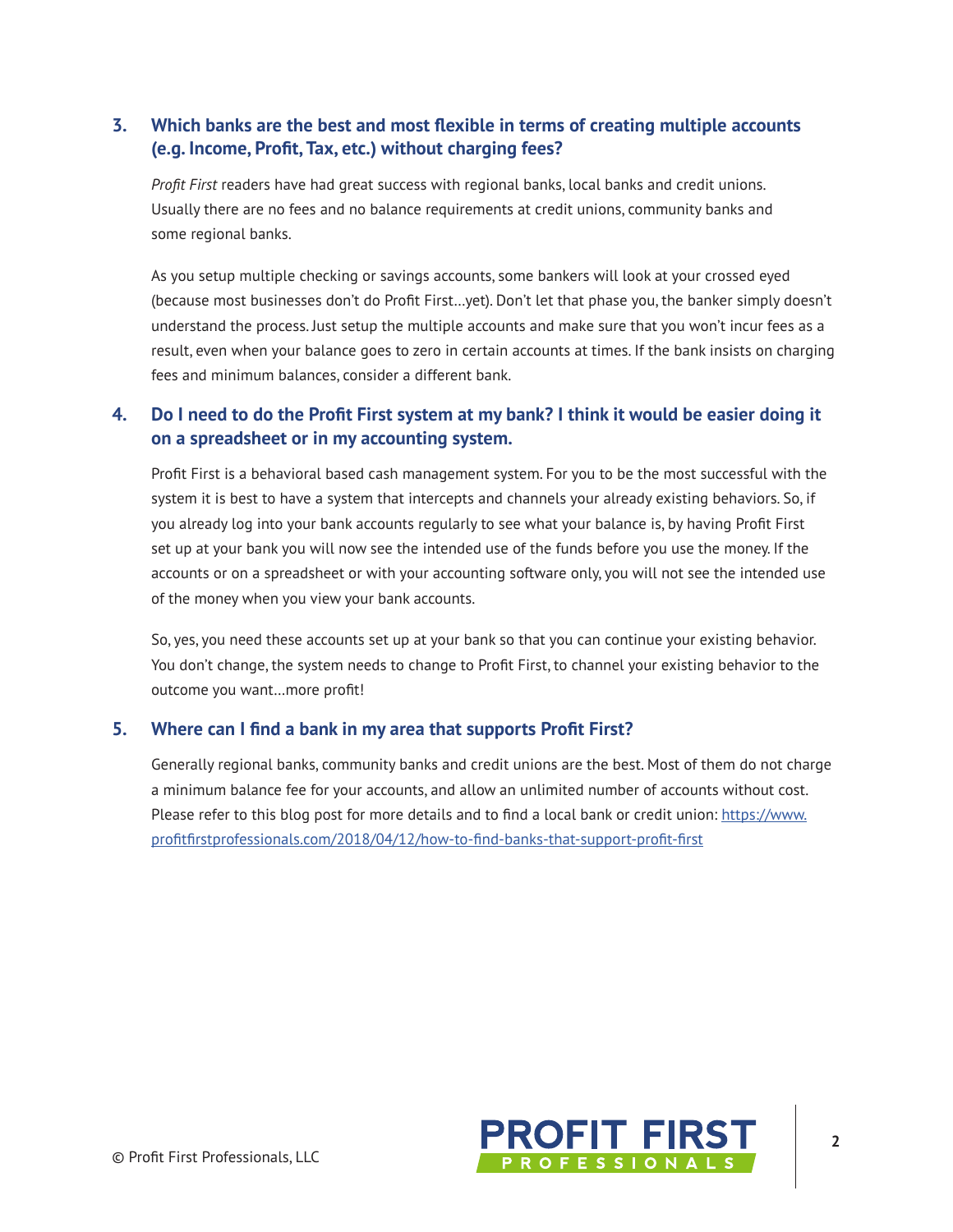### 3. Which banks are the best and most flexible in terms of creating multiple accounts (e.g. Income, Profit, Tax, etc.) without charging fees?

*Profit First* readers have had great success with regional banks, local banks and credit unions. Usually there are no fees and no balance requirements at credit unions, community banks and some regional banks.

As you setup multiple checking or savings accounts, some bankers will look at your crossed eyed (because most businesses don't do Profit First…yet). Don't let that phase you, the banker simply doesn't understand the process. Just setup the multiple accounts and make sure that you won't incur fees as a result, even when your balance goes to zero in certain accounts at times. If the bank insists on charging fees and minimum balances, consider a different bank.

### 4. Do I need to do the Profit First system at my bank? I think it would be easier doing it on a spreadsheet or in my accounting system.

Profit First is a behavioral based cash management system. For you to be the most successful with the system it is best to have a system that intercepts and channels your already existing behaviors. So, if you already log into your bank accounts regularly to see what your balance is, by having Profit First set up at your bank you will now see the intended use of the funds before you use the money. If the accounts or on a spreadsheet or with your accounting software only, you will not see the intended use of the money when you view your bank accounts.

So, yes, you need these accounts set up at your bank so that you can continue your existing behavior. You don't change, the system needs to change to Profit First, to channel your existing behavior to the outcome you want…more profit!

### 5. Where can I find a bank in my area that supports Profit First?

Generally regional banks, community banks and credit unions are the best. Most of them do not charge a minimum balance fee for your accounts, and allow an unlimited number of accounts without cost. Please refer to this blog post for more details and to find a local bank or credit union: [https://www.profitfirstprofessionals.com/2018/04/12/how-to-find-banks-that-support-profit-first](https://www.profitfirstprofessionals.com/2018/04/12/how-to-find-banks-that-support-profit-first)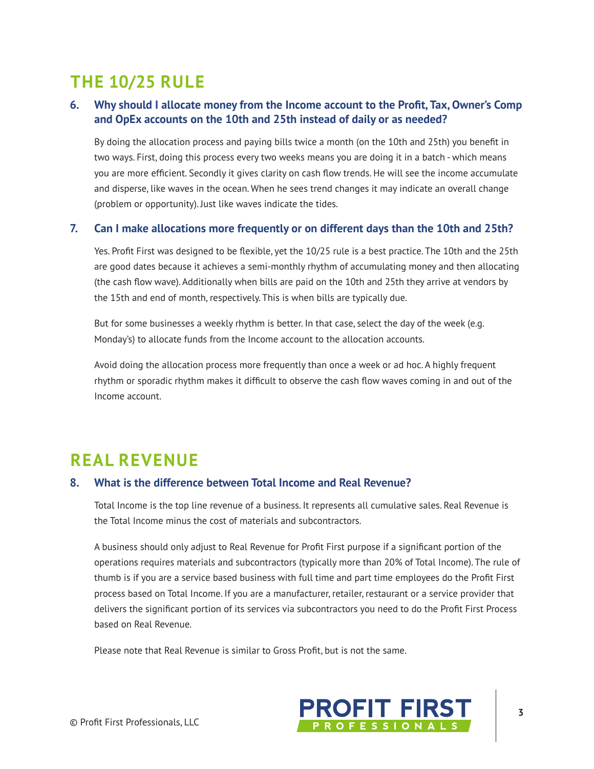## THE 10/25 RULE

### 6. Why should I allocate money from the Income account to the Profit, Tax, Owner's Comp and OpEx accounts on the 10th and 25th instead of daily or as needed?

By doing the allocation process and paying bills twice a month (on the 10th and 25th) you benefit in two ways. First, doing this process every two weeks means you are doing it in a batch - which means you are more efficient. Secondly it gives clarity on cash flow trends. He will see the income accumulate and disperse, like waves in the ocean. When he sees trend changes it may indicate an overall change (problem or opportunity). Just like waves indicate the tides.

### 7. Can I make allocations more frequently or on different days than the 10th and 25th?

Yes. Profit First was designed to be flexible, yet the 10/25 rule is a best practice. The 10th and the 25th are good dates because it achieves a semi-monthly rhythm of accumulating money and then allocating (the cash flow wave). Additionally when bills are paid on the 10th and 25th they arrive at vendors by the 15th and end of month, respectively. This is when bills are typically due.

But for some businesses a weekly rhythm is better. In that case, select the day of the week (e.g. Monday's) to allocate funds from the Income account to the allocation accounts.

Avoid doing the allocation process more frequently than once a week or ad hoc. A highly frequent rhythm or sporadic rhythm makes it difficult to observe the cash flow waves coming in and out of the Income account.

## REAL REVENUE

### 8. What is the difference between Total Income and Real Revenue?

Total Income is the top line revenue of a business. It represents all cumulative sales. Real Revenue is the Total Income minus the cost of materials and subcontractors.

A business should only adjust to Real Revenue for Profit First purpose if a significant portion of the operations requires materials and subcontractors (typically more than 20% of Total Income). The rule of thumb is if you are a service based business with full time and part time employees do the Profit First process based on Total Income. If you are a manufacturer, retailer, restaurant or a service provider that delivers the significant portion of its services via subcontractors you need to do the Profit First Process based on Real Revenue.

Please note that Real Revenue is similar to Gross Profit, but is not the same.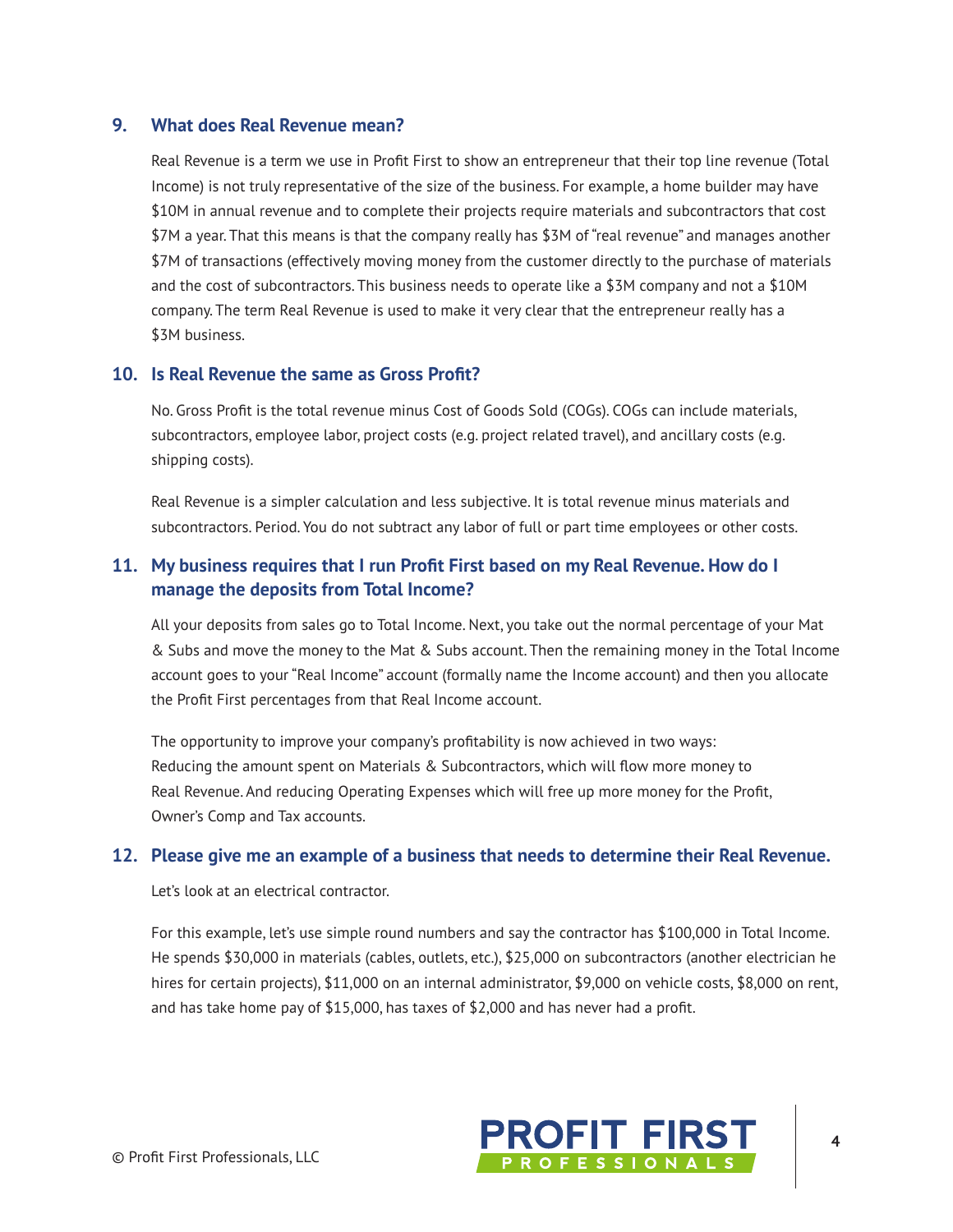### 9. What does Real Revenue mean?

Real Revenue is a term we use in Profit First to show an entrepreneur that their top line revenue (Total Income) is not truly representative of the size of the business. For example, a home builder may have $10M in annual revenue and to complete their projects require materials and subcontractors that cost $7M a year. That this means is that the company really has $3M of "real revenue" and manages another $7M of transactions (effectively moving money from the customer directly to the purchase of materials and the cost of subcontractors. This business needs to operate like a $3M company and not a $10M company. The term Real Revenue is used to make it very clear that the entrepreneur really has a $3M business.

### 10. Is Real Revenue the same as Gross Profit?

No. Gross Profit is the total revenue minus Cost of Goods Sold (COGs). COGs can include materials, subcontractors, employee labor, project costs (e.g. project related travel), and ancillary costs (e.g. shipping costs).

Real Revenue is a simpler calculation and less subjective. It is total revenue minus materials and subcontractors. Period. You do not subtract any labor of full or part time employees or other costs.

### 11. My business requires that I run Profit First based on my Real Revenue. How do I manage the deposits from Total Income?

All your deposits from sales go to Total Income. Next, you take out the normal percentage of your Mat & Subs and move the money to the Mat & Subs account. Then the remaining money in the Total Income account goes to your "Real Income" account (formally name the Income account) and then you allocate the Profit First percentages from that Real Income account.

The opportunity to improve your company's profitability is now achieved in two ways: Reducing the amount spent on Materials & Subcontractors, which will flow more money to Real Revenue. And reducing Operating Expenses which will free up more money for the Profit, Owner's Comp and Tax accounts.

### 12. Please give me an example of a business that needs to determine their Real Revenue.

Let's look at an electrical contractor.

For this example, let's use simple round numbers and say the contractor has $100,000 in Total Income. He spends $30,000 in materials (cables, outlets, etc.), $25,000 on subcontractors (another electrician he hires for certain projects), $11,000 on an internal administrator, $9,000 on vehicle costs, $8,000 on rent, and has take home pay of $15,000, has taxes of $2,000 and has never had a profit.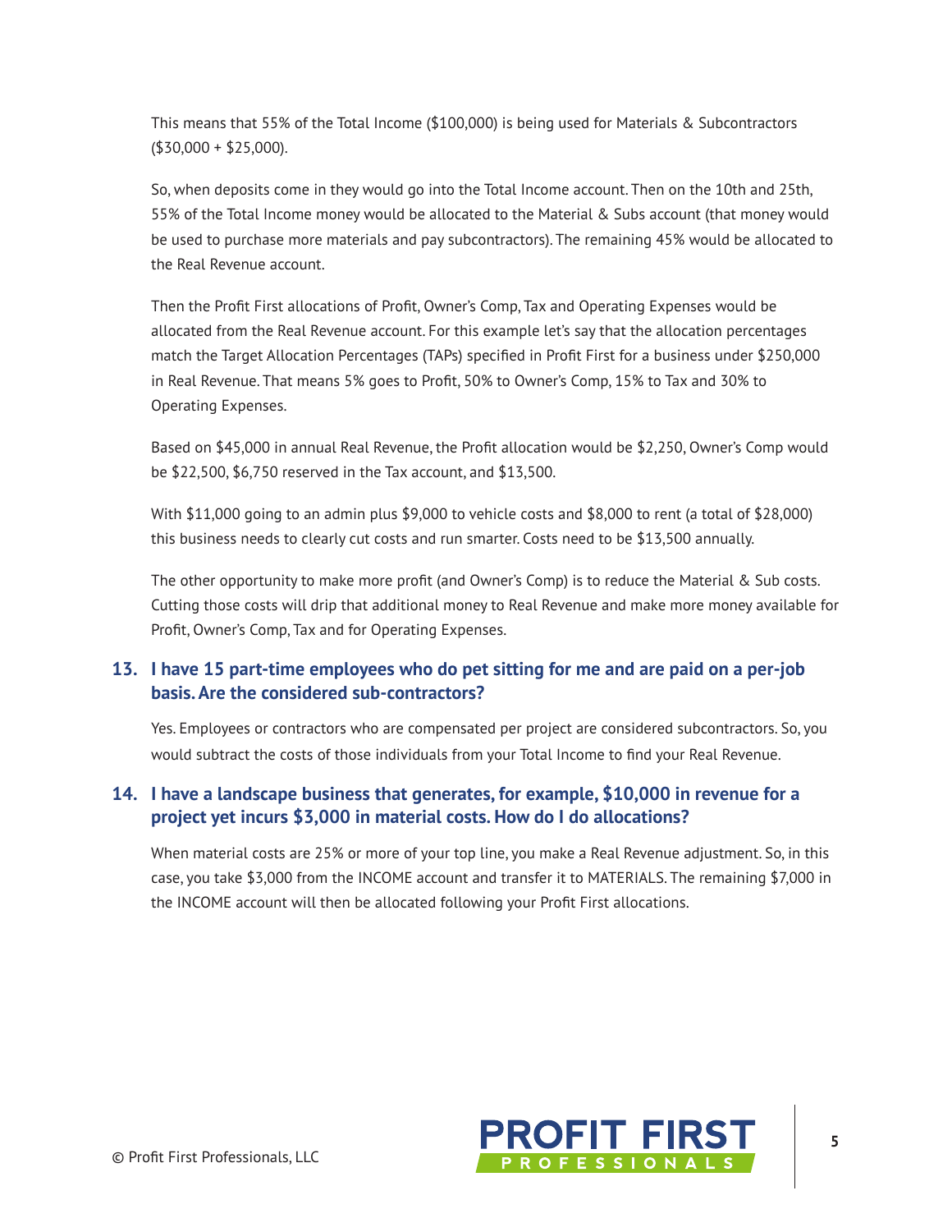This means that 55% of the Total Income ($100,000) is being used for Materials & Subcontractors ($30,000 + $25,000).

So, when deposits come in they would go into the Total Income account. Then on the 10th and 25th, 55% of the Total Income money would be allocated to the Material & Subs account (that money would be used to purchase more materials and pay subcontractors). The remaining 45% would be allocated to the Real Revenue account.

Then the Profit First allocations of Profit, Owner's Comp, Tax and Operating Expenses would be allocated from the Real Revenue account. For this example let's say that the allocation percentages match the Target Allocation Percentages (TAPs) specified in Profit First for a business under $250,000 in Real Revenue. That means 5% goes to Profit, 50% to Owner's Comp, 15% to Tax and 30% to Operating Expenses.

Based on $45,000 in annual Real Revenue, the Profit allocation would be $2,250, Owner's Comp would be $22,500, $6,750 reserved in the Tax account, and $13,500.

With $11,000 going to an admin plus $9,000 to vehicle costs and $8,000 to rent (a total of $28,000) this business needs to clearly cut costs and run smarter. Costs need to be $13,500 annually.

The other opportunity to make more profit (and Owner's Comp) is to reduce the Material & Sub costs. Cutting those costs will drip that additional money to Real Revenue and make more money available for Profit, Owner's Comp, Tax and for Operating Expenses.

### 13. I have 15 part-time employees who do pet sitting for me and are paid on a per-job basis. Are the considered sub-contractors?

Yes. Employees or contractors who are compensated per project are considered subcontractors. So, you would subtract the costs of those individuals from your Total Income to find your Real Revenue.

### 14. I have a landscape business that generates, for example, $10,000 in revenue for a project yet incurs $3,000 in material costs. How do I do allocations?

When material costs are 25% or more of your top line, you make a Real Revenue adjustment. So, in this case, you take $3,000 from the INCOME account and transfer it to MATERIALS. The remaining $7,000 in the INCOME account will then be allocated following your Profit First allocations.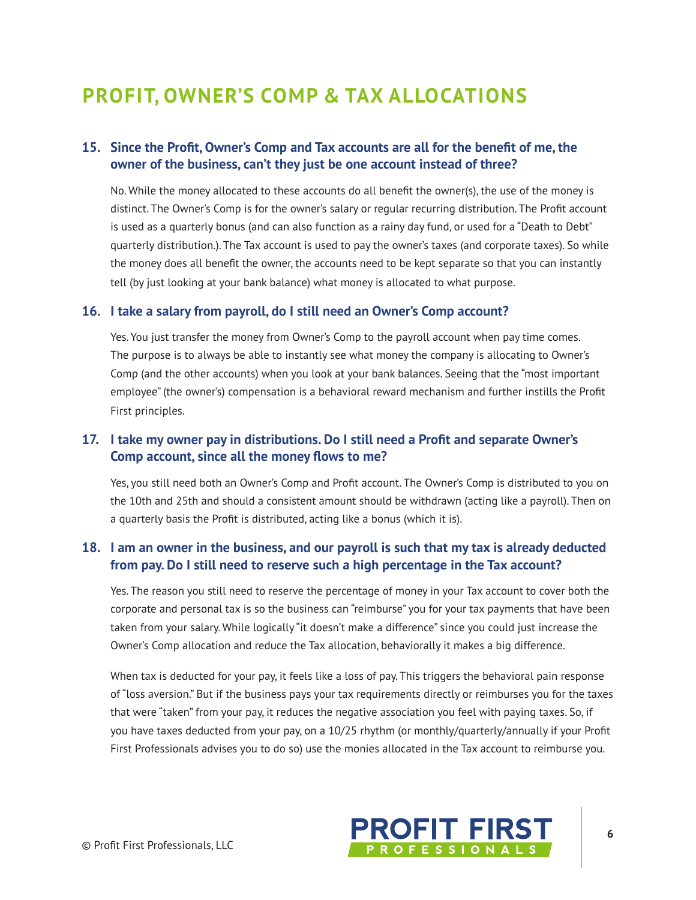## PROFIT, OWNER'S COMP & TAX ALLOCATIONS

### 15. Since the Profit, Owner's Comp and Tax accounts are all for the benefit of me, the owner of the business, can't they just be one account instead of three?

No. While the money allocated to these accounts do all benefit the owner(s), the use of the money is distinct. The Owner's Comp is for the owner's salary or regular recurring distribution. The Profit account is used as a quarterly bonus (and can also function as a rainy day fund, or used for a "Death to Debt" quarterly distribution.). The Tax account is used to pay the owner's taxes (and corporate taxes). So while the money does all benefit the owner, the accounts need to be kept separate so that you can instantly tell (by just looking at your bank balance) what money is allocated to what purpose.

### 16. I take a salary from payroll, do I still need an Owner's Comp account?

Yes. You just transfer the money from Owner's Comp to the payroll account when pay time comes. The purpose is to always be able to instantly see what money the company is allocating to Owner's Comp (and the other accounts) when you look at your bank balances. Seeing that the "most important employee" (the owner's) compensation is a behavioral reward mechanism and further instills the Profit First principles.

### 17. I take my owner pay in distributions. Do I still need a Profit and separate Owner's Comp account, since all the money flows to me?

Yes, you still need both an Owner's Comp and Profit account. The Owner's Comp is distributed to you on the 10th and 25th and should a consistent amount should be withdrawn (acting like a payroll). Then on a quarterly basis the Profit is distributed, acting like a bonus (which it is).

### 18. I am an owner in the business, and our payroll is such that my tax is already deducted from pay. Do I still need to reserve such a high percentage in the Tax account?

Yes. The reason you still need to reserve the percentage of money in your Tax account to cover both the corporate and personal tax is so the business can "reimburse" you for your tax payments that have been taken from your salary. While logically "it doesn't make a difference" since you could just increase the Owner's Comp allocation and reduce the Tax allocation, behaviorally it makes a big difference.

When tax is deducted for your pay, it feels like a loss of pay. This triggers the behavioral pain response of "loss aversion." But if the business pays your tax requirements directly or reimburses you for the taxes that were "taken" from your pay, it reduces the negative association you feel with paying taxes. So, if you have taxes deducted from your pay, on a 10/25 rhythm (or monthly/quarterly/annually if your Profit First Professionals advises you to do so) use the monies allocated in the Tax account to reimburse you.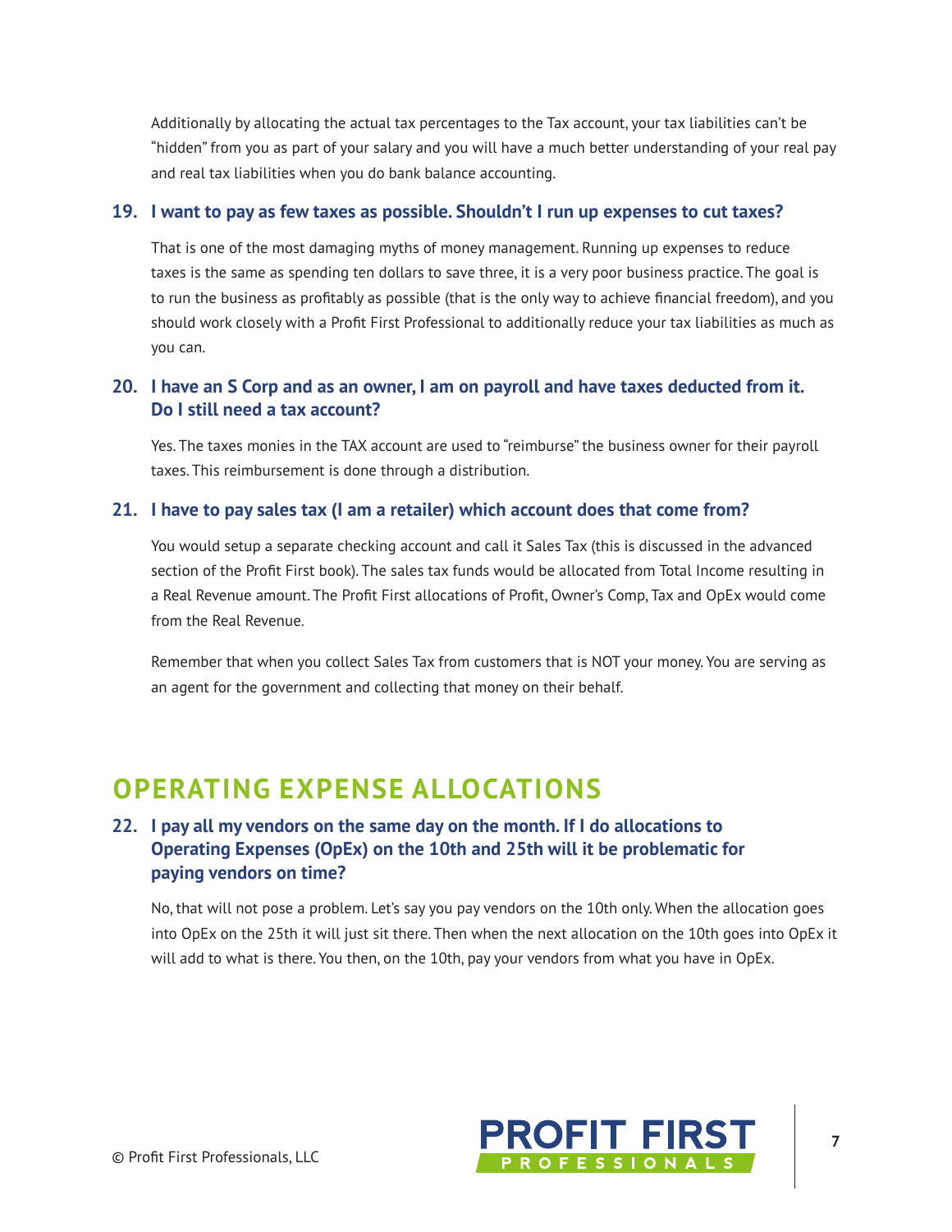Additionally by allocating the actual tax percentages to the Tax account, your tax liabilities can't be "hidden" from you as part of your salary and you will have a much better understanding of your real pay and real tax liabilities when you do bank balance accounting.

### 19. I want to pay as few taxes as possible. Shouldn't I run up expenses to cut taxes?

That is one of the most damaging myths of money management. Running up expenses to reduce taxes is the same as spending ten dollars to save three, it is a very poor business practice. The goal is to run the business as profitably as possible (that is the only way to achieve financial freedom), and you should work closely with a Profit First Professional to additionally reduce your tax liabilities as much as you can.

### 20. I have an S Corp and as an owner, I am on payroll and have taxes deducted from it. Do I still need a tax account?

Yes. The taxes monies in the TAX account are used to "reimburse" the business owner for their payroll taxes. This reimbursement is done through a distribution.

### 21. I have to pay sales tax (I am a retailer) which account does that come from?

You would setup a separate checking account and call it Sales Tax (this is discussed in the advanced section of the Profit First book). The sales tax funds would be allocated from Total Income resulting in a Real Revenue amount. The Profit First allocations of Profit, Owner's Comp, Tax and OpEx would come from the Real Revenue.

Remember that when you collect Sales Tax from customers that is NOT your money. You are serving as an agent for the government and collecting that money on their behalf.

## OPERATING EXPENSE ALLOCATIONS

### 22. I pay all my vendors on the same day on the month. If I do allocations to Operating Expenses (OpEx) on the 10th and 25th will it be problematic for paying vendors on time?

No, that will not pose a problem. Let's say you pay vendors on the 10th only. When the allocation goes into OpEx on the 25th it will just sit there. Then when the next allocation on the 10th goes into OpEx it will add to what is there. You then, on the 10th, pay your vendors from what you have in OpEx.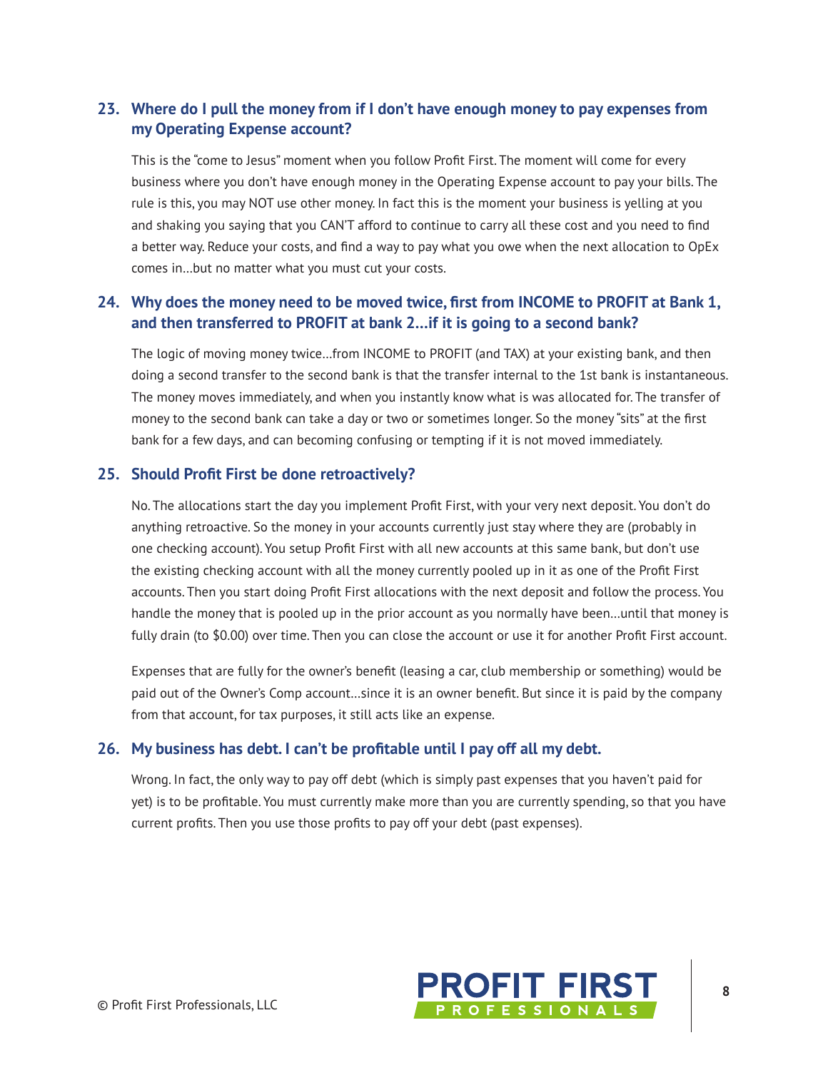### 23. Where do I pull the money from if I don't have enough money to pay expenses from my Operating Expense account?

This is the "come to Jesus" moment when you follow Profit First. The moment will come for every business where you don't have enough money in the Operating Expense account to pay your bills. The rule is this, you may NOT use other money. In fact this is the moment your business is yelling at you and shaking you saying that you CAN'T afford to continue to carry all these cost and you need to find a better way. Reduce your costs, and find a way to pay what you owe when the next allocation to OpEx comes in…but no matter what you must cut your costs.

### 24. Why does the money need to be moved twice, first from INCOME to PROFIT at Bank 1, and then transferred to PROFIT at bank 2…if it is going to a second bank?

The logic of moving money twice…from INCOME to PROFIT (and TAX) at your existing bank, and then doing a second transfer to the second bank is that the transfer internal to the 1st bank is instantaneous. The money moves immediately, and when you instantly know what is was allocated for. The transfer of money to the second bank can take a day or two or sometimes longer. So the money "sits" at the first bank for a few days, and can becoming confusing or tempting if it is not moved immediately.

### 25. Should Profit First be done retroactively?

No. The allocations start the day you implement Profit First, with your very next deposit. You don't do anything retroactive. So the money in your accounts currently just stay where they are (probably in one checking account). You setup Profit First with all new accounts at this same bank, but don't use the existing checking account with all the money currently pooled up in it as one of the Profit First accounts. Then you start doing Profit First allocations with the next deposit and follow the process. You handle the money that is pooled up in the prior account as you normally have been…until that money is fully drain (to $0.00) over time. Then you can close the account or use it for another Profit First account.

Expenses that are fully for the owner's benefit (leasing a car, club membership or something) would be paid out of the Owner's Comp account…since it is an owner benefit. But since it is paid by the company from that account, for tax purposes, it still acts like an expense.

### 26. My business has debt. I can't be profitable until I pay off all my debt.

Wrong. In fact, the only way to pay off debt (which is simply past expenses that you haven't paid for yet) is to be profitable. You must currently make more than you are currently spending, so that you have current profits. Then you use those profits to pay off your debt (past expenses).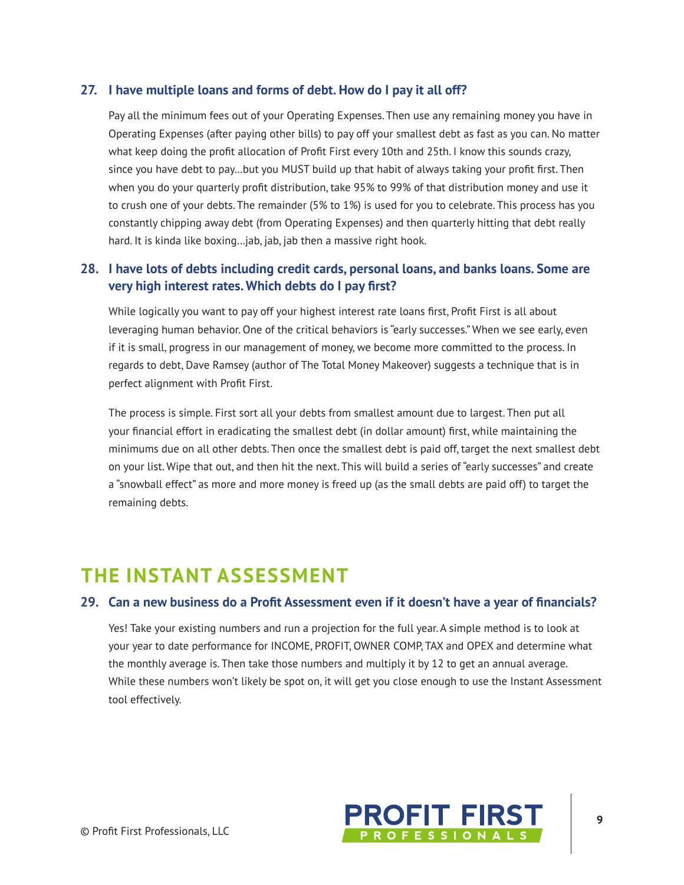### 27. I have multiple loans and forms of debt. How do I pay it all off?

Pay all the minimum fees out of your Operating Expenses. Then use any remaining money you have in Operating Expenses (after paying other bills) to pay off your smallest debt as fast as you can. No matter what keep doing the profit allocation of Profit First every 10th and 25th. I know this sounds crazy, since you have debt to pay…but you MUST build up that habit of always taking your profit first. Then when you do your quarterly profit distribution, take 95% to 99% of that distribution money and use it to crush one of your debts. The remainder (5% to 1%) is used for you to celebrate. This process has you constantly chipping away debt (from Operating Expenses) and then quarterly hitting that debt really hard. It is kinda like boxing…jab, jab, jab then a massive right hook.

### 28. I have lots of debts including credit cards, personal loans, and banks loans. Some are very high interest rates. Which debts do I pay first?

While logically you want to pay off your highest interest rate loans first, Profit First is all about leveraging human behavior. One of the critical behaviors is "early successes." When we see early, even if it is small, progress in our management of money, we become more committed to the process. In regards to debt, Dave Ramsey (author of The Total Money Makeover) suggests a technique that is in perfect alignment with Profit First.

The process is simple. First sort all your debts from smallest amount due to largest. Then put all your financial effort in eradicating the smallest debt (in dollar amount) first, while maintaining the minimums due on all other debts. Then once the smallest debt is paid off, target the next smallest debt on your list. Wipe that out, and then hit the next. This will build a series of "early successes" and create a "snowball effect" as more and more money is freed up (as the small debts are paid off) to target the remaining debts.

## THE INSTANT ASSESSMENT

### 29. Can a new business do a Profit Assessment even if it doesn't have a year of financials?

Yes! Take your existing numbers and run a projection for the full year. A simple method is to look at your year to date performance for INCOME, PROFIT, OWNER COMP, TAX and OPEX and determine what the monthly average is. Then take those numbers and multiply it by 12 to get an annual average. While these numbers won't likely be spot on, it will get you close enough to use the Instant Assessment tool effectively.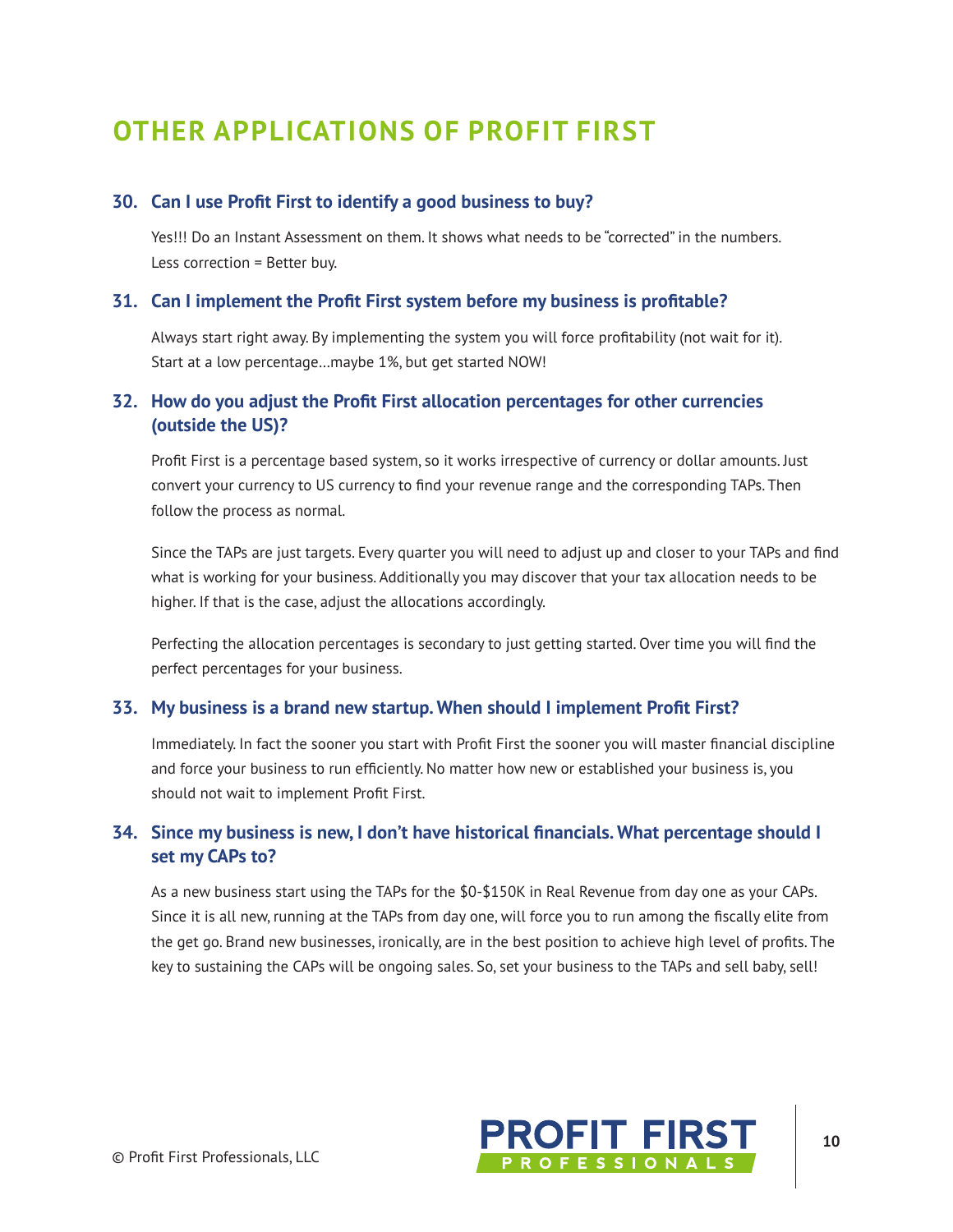# OTHER APPLICATIONS OF PROFIT FIRST

### 30. Can I use Profit First to identify a good business to buy?

Yes!!! Do an Instant Assessment on them. It shows what needs to be "corrected" in the numbers. Less correction = Better buy.

### 31. Can I implement the Profit First system before my business is profitable?

Always start right away. By implementing the system you will force profitability (not wait for it). Start at a low percentage…maybe 1%, but get started NOW!

### 32. How do you adjust the Profit First allocation percentages for other currencies (outside the US)?

Profit First is a percentage based system, so it works irrespective of currency or dollar amounts. Just convert your currency to US currency to find your revenue range and the corresponding TAPs. Then follow the process as normal.

Since the TAPs are just targets. Every quarter you will need to adjust up and closer to your TAPs and find what is working for your business. Additionally you may discover that your tax allocation needs to be higher. If that is the case, adjust the allocations accordingly.

Perfecting the allocation percentages is secondary to just getting started. Over time you will find the perfect percentages for your business.

### 33. My business is a brand new startup. When should I implement Profit First?

Immediately. In fact the sooner you start with Profit First the sooner you will master financial discipline and force your business to run efficiently. No matter how new or established your business is, you should not wait to implement Profit First.

### 34. Since my business is new, I don't have historical financials. What percentage should I set my CAPs to?

As a new business start using the TAPs for the $0-$150K in Real Revenue from day one as your CAPs. Since it is all new, running at the TAPs from day one, will force you to run among the fiscally elite from the get go. Brand new businesses, ironically, are in the best position to achieve high level of profits. The key to sustaining the CAPs will be ongoing sales. So, set your business to the TAPs and sell baby, sell!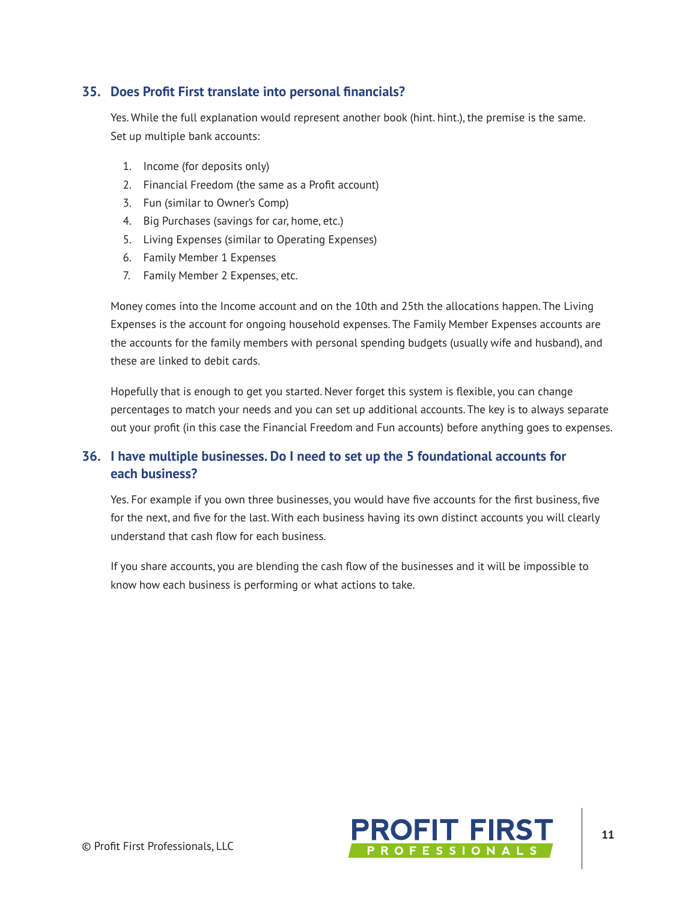## 35. Does Profit First translate into personal financials?

Yes. While the full explanation would represent another book (hint. hint.), the premise is the same. Set up multiple bank accounts:

1. Income (for deposits only)
2. Financial Freedom (the same as a Profit account)
3. Fun (similar to Owner's Comp)
4. Big Purchases (savings for car, home, etc.)
5. Living Expenses (similar to Operating Expenses)
6. Family Member 1 Expenses
7. Family Member 2 Expenses, etc.

Money comes into the Income account and on the 10th and 25th the allocations happen. The Living Expenses is the account for ongoing household expenses. The Family Member Expenses accounts are the accounts for the family members with personal spending budgets (usually wife and husband), and these are linked to debit cards.

Hopefully that is enough to get you started. Never forget this system is flexible, you can change percentages to match your needs and you can set up additional accounts. The key is to always separate out your profit (in this case the Financial Freedom and Fun accounts) before anything goes to expenses.

## 36. I have multiple businesses. Do I need to set up the 5 foundational accounts for each business?

Yes. For example if you own three businesses, you would have five accounts for the first business, five for the next, and five for the last. With each business having its own distinct accounts you will clearly understand that cash flow for each business.

If you share accounts, you are blending the cash flow of the businesses and it will be impossible to know how each business is performing or what actions to take.

© Profit First Professionals, LLC